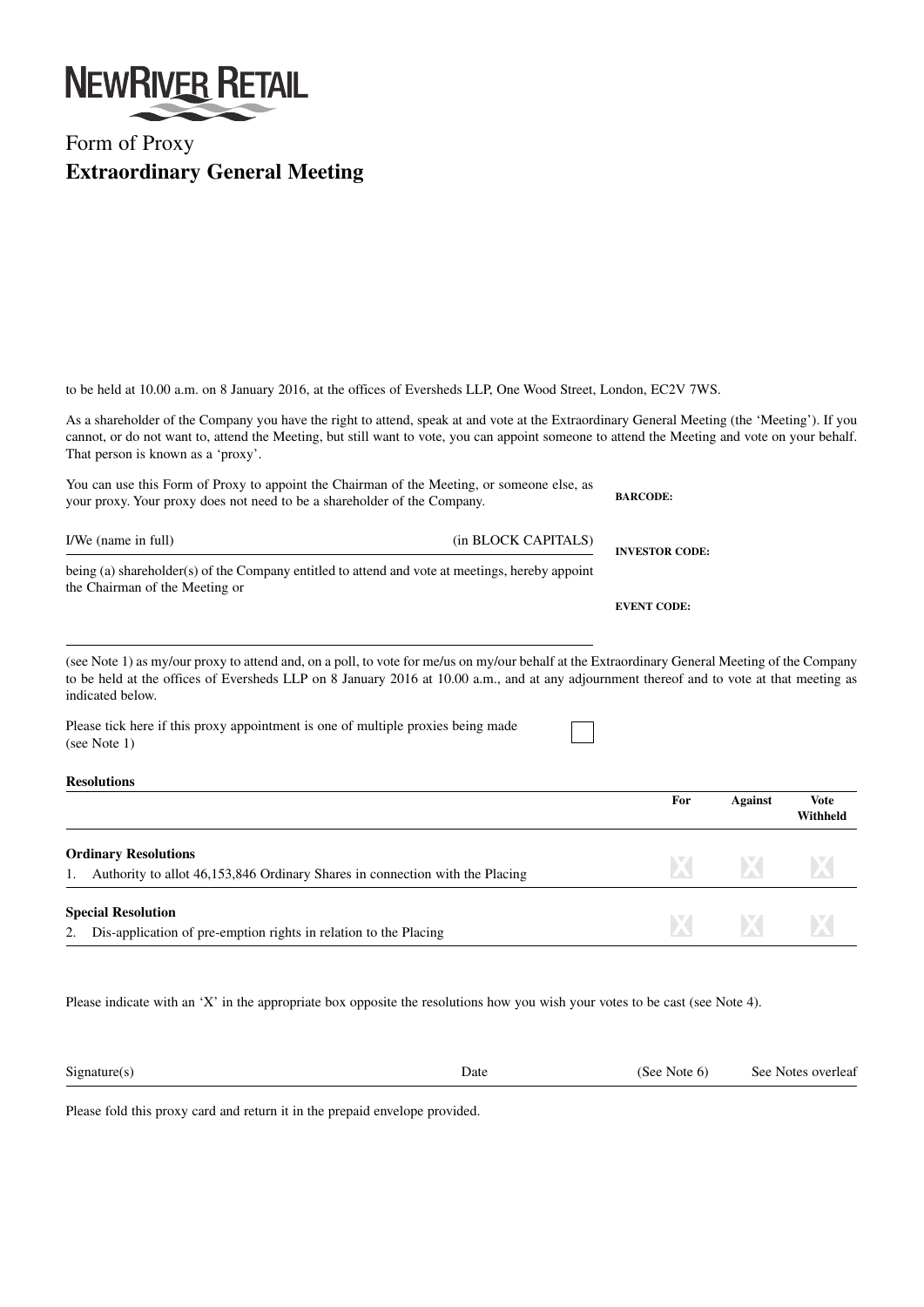NEWRIVER RETAIL

# Form of Proxy

## Extraordinary General Meeting

to be held at 10.00 a.m. on 8 January 2016, at the offices of Eversheds LLP, One Wood Street, London, EC2V 7WS.

As a shareholder of the Company you have the right to attend, speak at and vote at the Extraordinary General Meeting (the 'Meeting'). If you cannot, or do not want to, attend the Meeting, but still want to vote, you can appoint someone to attend the Meeting and vote on your behalf. That person is known as a 'proxy'.

You can use this Form of Proxy to appoint the Chairman of the Meeting, or someone else, as your proxy. Your proxy does not need to be a shareholder of the Company.

**BARCODE:**

I/We (name in full) (in BLOCK CAPITALS)

**INVESTOR CODE:**

being (a) shareholder(s) of the Company entitled to attend and vote at meetings, hereby appoint the Chairman of the Meeting or

**EVENT CODE:**

(see Note 1) as my/our proxy to attend and, on a poll, to vote for me/us on my/our behalf at the Extraordinary General Meeting of the Company to be held at the offices of Eversheds LLP on 8 January 2016 at 10.00 a.m., and at any adjournment thereof and to vote at that meeting as indicated below.

Please tick here if this proxy appointment is one of multiple proxies being made (see Note 1) ☐

**Resolutions**

| | For | Against | Vote Withheld |
|---|---|---|---|
| **Ordinary Resolutions** | | | |
| 1. Authority to allot 46,153,846 Ordinary Shares in connection with the Placing | X | X | X |
| **Special Resolution** | | | |
| 2. Dis-application of pre-emption rights in relation to the Placing | X | X | X |

Please indicate with an 'X' in the appropriate box opposite the resolutions how you wish your votes to be cast (see Note 4).

Signature(s) Date (See Note 6) See Notes overleaf

Please fold this proxy card and return it in the prepaid envelope provided.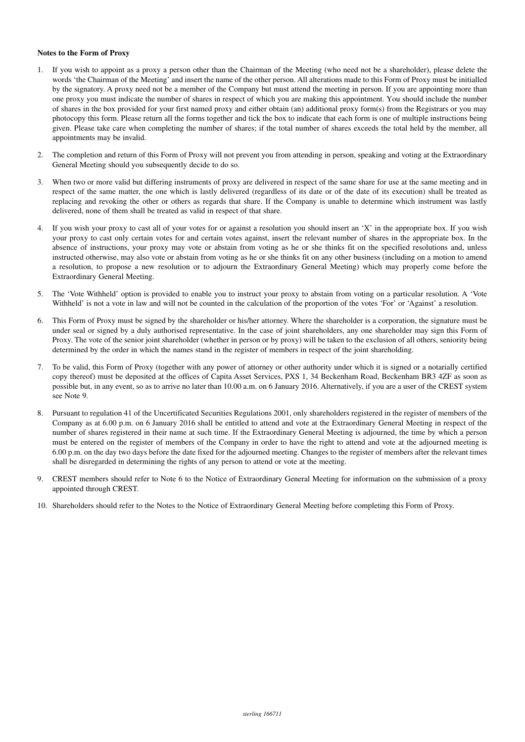**Notes to the Form of Proxy**

1. If you wish to appoint as a proxy a person other than the Chairman of the Meeting (who need not be a shareholder), please delete the words 'the Chairman of the Meeting' and insert the name of the other person. All alterations made to this Form of Proxy must be initialled by the signatory. A proxy need not be a member of the Company but must attend the meeting in person. If you are appointing more than one proxy you must indicate the number of shares in respect of which you are making this appointment. You should include the number of shares in the box provided for your first named proxy and either obtain (an) additional proxy form(s) from the Registrars or you may photocopy this form. Please return all the forms together and tick the box to indicate that each form is one of multiple instructions being given. Please take care when completing the number of shares; if the total number of shares exceeds the total held by the member, all appointments may be invalid.

2. The completion and return of this Form of Proxy will not prevent you from attending in person, speaking and voting at the Extraordinary General Meeting should you subsequently decide to do so.

3. When two or more valid but differing instruments of proxy are delivered in respect of the same share for use at the same meeting and in respect of the same matter, the one which is lastly delivered (regardless of its date or of the date of its execution) shall be treated as replacing and revoking the other or others as regards that share. If the Company is unable to determine which instrument was lastly delivered, none of them shall be treated as valid in respect of that share.

4. If you wish your proxy to cast all of your votes for or against a resolution you should insert an 'X' in the appropriate box. If you wish your proxy to cast only certain votes for and certain votes against, insert the relevant number of shares in the appropriate box. In the absence of instructions, your proxy may vote or abstain from voting as he or she thinks fit on the specified resolutions and, unless instructed otherwise, may also vote or abstain from voting as he or she thinks fit on any other business (including on a motion to amend a resolution, to propose a new resolution or to adjourn the Extraordinary General Meeting) which may properly come before the Extraordinary General Meeting.

5. The 'Vote Withheld' option is provided to enable you to instruct your proxy to abstain from voting on a particular resolution. A 'Vote Withheld' is not a vote in law and will not be counted in the calculation of the proportion of the votes 'For' or 'Against' a resolution.

6. This Form of Proxy must be signed by the shareholder or his/her attorney. Where the shareholder is a corporation, the signature must be under seal or signed by a duly authorised representative. In the case of joint shareholders, any one shareholder may sign this Form of Proxy. The vote of the senior joint shareholder (whether in person or by proxy) will be taken to the exclusion of all others, seniority being determined by the order in which the names stand in the register of members in respect of the joint shareholding.

7. To be valid, this Form of Proxy (together with any power of attorney or other authority under which it is signed or a notarially certified copy thereof) must be deposited at the offices of Capita Asset Services, PXS 1, 34 Beckenham Road, Beckenham BR3 4ZF as soon as possible but, in any event, so as to arrive no later than 10.00 a.m. on 6 January 2016. Alternatively, if you are a user of the CREST system see Note 9.

8. Pursuant to regulation 41 of the Uncertificated Securities Regulations 2001, only shareholders registered in the register of members of the Company as at 6.00 p.m. on 6 January 2016 shall be entitled to attend and vote at the Extraordinary General Meeting in respect of the number of shares registered in their name at such time. If the Extraordinary General Meeting is adjourned, the time by which a person must be entered on the register of members of the Company in order to have the right to attend and vote at the adjourned meeting is 6.00 p.m. on the day two days before the date fixed for the adjourned meeting. Changes to the register of members after the relevant times shall be disregarded in determining the rights of any person to attend or vote at the meeting.

9. CREST members should refer to Note 6 to the Notice of Extraordinary General Meeting for information on the submission of a proxy appointed through CREST.

10. Shareholders should refer to the Notes to the Notice of Extraordinary General Meeting before completing this Form of Proxy.

*sterling 166711*